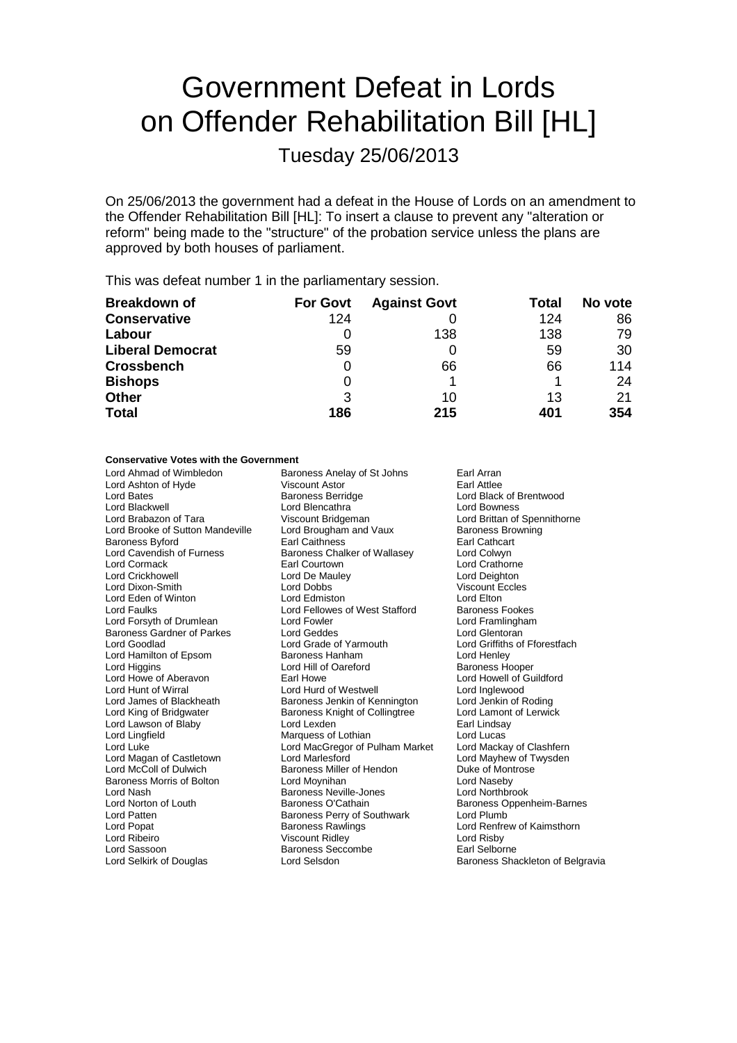# Government Defeat in Lords on Offender Rehabilitation Bill [HL]

Tuesday 25/06/2013

On 25/06/2013 the government had a defeat in the House of Lords on an amendment to the Offender Rehabilitation Bill [HL]: To insert a clause to prevent any "alteration or reform" being made to the "structure" of the probation service unless the plans are approved by both houses of parliament.

This was defeat number 1 in the parliamentary session.

| Breakdown of | For Govt | Against Govt | Total | No vote |
|---|---|---|---|---|
| **Conservative** | 124 | 0 | 124 | 86 |
| **Labour** | 0 | 138 | 138 | 79 |
| **Liberal Democrat** | 59 | 0 | 59 | 30 |
| **Crossbench** | 0 | 66 | 66 | 114 |
| **Bishops** | 0 | 1 | 1 | 24 |
| **Other** | 3 | 10 | 13 | 21 |
| **Total** | **186** | **215** | **401** | **354** |

**Conservative Votes with the Government**

Lord Ahmad of Wimbledon
Baroness Anelay of St Johns
Earl Arran
Lord Ashton of Hyde
Viscount Astor
Earl Attlee
Lord Bates
Baroness Berridge
Lord Black of Brentwood
Lord Blackwell
Lord Blencathra
Lord Bowness
Lord Brabazon of Tara
Viscount Bridgeman
Lord Brittan of Spennithorne
Lord Brooke of Sutton Mandeville
Lord Brougham and Vaux
Baroness Browning
Baroness Byford
Earl Caithness
Earl Cathcart
Lord Cavendish of Furness
Baroness Chalker of Wallasey
Lord Colwyn
Lord Cormack
Earl Courtown
Lord Crathorne
Lord Crickhowell
Lord De Mauley
Lord Deighton
Lord Dixon-Smith
Lord Dobbs
Viscount Eccles
Lord Eden of Winton
Lord Edmiston
Lord Elton
Lord Faulks
Lord Fellowes of West Stafford
Baroness Fookes
Lord Forsyth of Drumlean
Lord Fowler
Lord Framlingham
Baroness Gardner of Parkes
Lord Geddes
Lord Glentoran
Lord Goodlad
Lord Grade of Yarmouth
Lord Griffiths of Fforestfach
Lord Hamilton of Epsom
Baroness Hanham
Lord Henley
Lord Higgins
Lord Hill of Oareford
Baroness Hooper
Lord Howe of Aberavon
Earl Howe
Lord Howell of Guildford
Lord Hunt of Wirral
Lord Hurd of Westwell
Lord Inglewood
Lord James of Blackheath
Baroness Jenkin of Kennington
Lord Jenkin of Roding
Lord King of Bridgwater
Baroness Knight of Collingtree
Lord Lamont of Lerwick
Lord Lawson of Blaby
Lord Lexden
Earl Lindsay
Lord Lingfield
Marquess of Lothian
Lord Lucas
Lord Luke
Lord MacGregor of Pulham Market
Lord Mackay of Clashfern
Lord Magan of Castletown
Lord Marlesford
Lord Mayhew of Twysden
Lord McColl of Dulwich
Baroness Miller of Hendon
Duke of Montrose
Baroness Morris of Bolton
Lord Moynihan
Lord Naseby
Lord Nash
Baroness Neville-Jones
Lord Northbrook
Lord Norton of Louth
Baroness O'Cathain
Baroness Oppenheim-Barnes
Lord Patten
Baroness Perry of Southwark
Lord Plumb
Lord Popat
Baroness Rawlings
Lord Renfrew of Kaimsthorn
Lord Ribeiro
Viscount Ridley
Lord Risby
Lord Sassoon
Baroness Seccombe
Earl Selborne
Lord Selkirk of Douglas
Lord Selsdon
Baroness Shackleton of Belgravia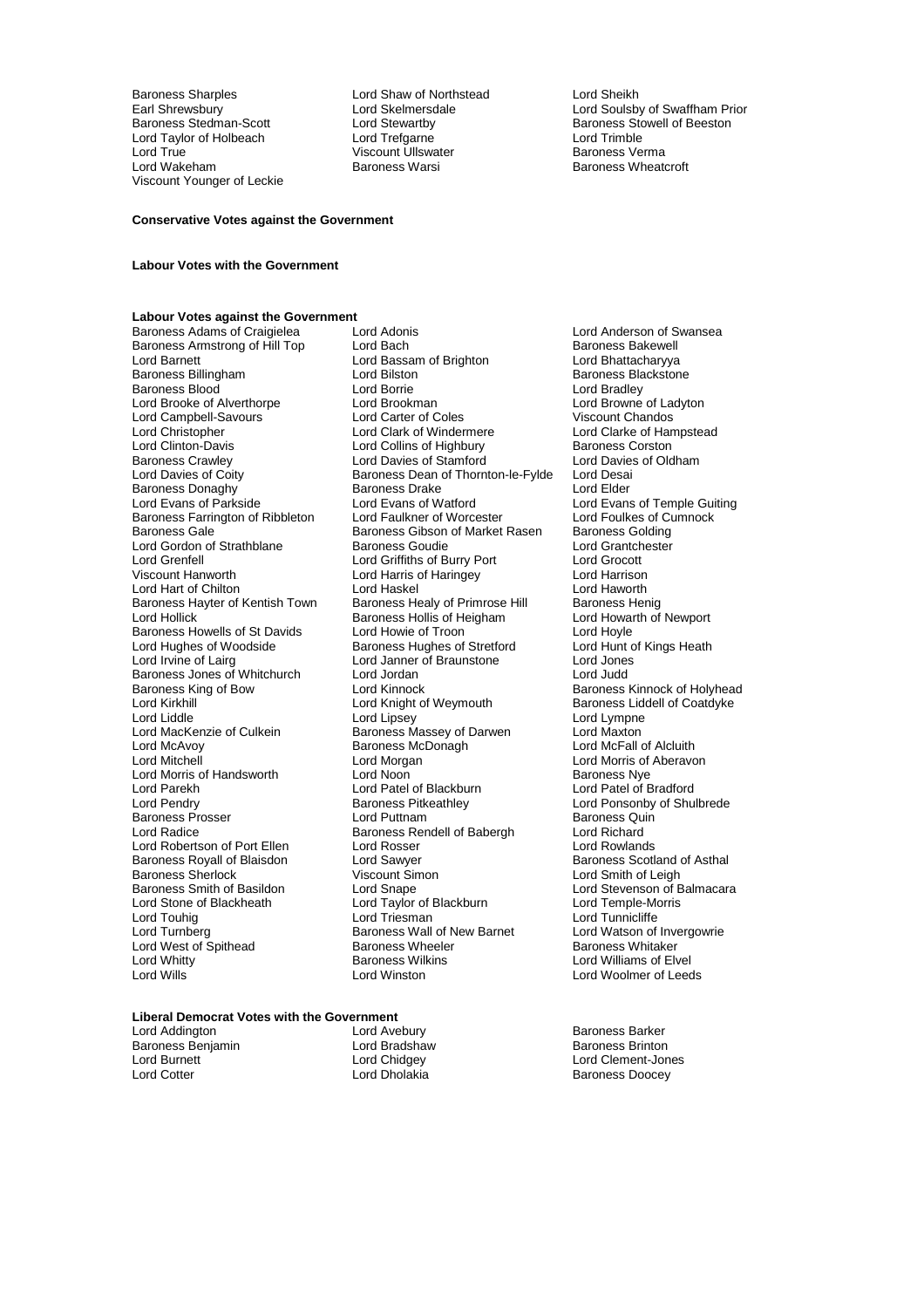Baroness Sharples | Lord Shaw of Northstead | Lord Sheikh
Earl Shrewsbury | Lord Skelmersdale | Lord Soulsby of Swaffham Prior
Baroness Stedman-Scott | Lord Stewartby | Baroness Stowell of Beeston
Lord Taylor of Holbeach | Lord Trefgarne | Lord Trimble
Lord True | Viscount Ullswater | Baroness Verma
Lord Wakeham | Baroness Warsi | Baroness Wheatcroft
Viscount Younger of Leckie

**Conservative Votes against the Government**

**Labour Votes with the Government**

**Labour Votes against the Government**

| | | |
|---|---|---|
| Baroness Adams of Craigielea | Lord Adonis | Lord Anderson of Swansea |
| Baroness Armstrong of Hill Top | Lord Bach | Baroness Bakewell |
| Lord Barnett | Lord Bassam of Brighton | Lord Bhattacharyya |
| Baroness Billingham | Lord Bilston | Baroness Blackstone |
| Baroness Blood | Lord Borrie | Lord Bradley |
| Lord Brooke of Alverthorpe | Lord Brookman | Lord Browne of Ladyton |
| Lord Campbell-Savours | Lord Carter of Coles | Viscount Chandos |
| Lord Christopher | Lord Clark of Windermere | Lord Clarke of Hampstead |
| Lord Clinton-Davis | Lord Collins of Highbury | Baroness Corston |
| Baroness Crawley | Lord Davies of Stamford | Lord Davies of Oldham |
| Lord Davies of Coity | Baroness Dean of Thornton-le-Fylde | Lord Desai |
| Baroness Donaghy | Baroness Drake | Lord Elder |
| Lord Evans of Parkside | Lord Evans of Watford | Lord Evans of Temple Guiting |
| Baroness Farrington of Ribbleton | Lord Faulkner of Worcester | Lord Foulkes of Cumnock |
| Baroness Gale | Baroness Gibson of Market Rasen | Baroness Golding |
| Lord Gordon of Strathblane | Baroness Goudie | Lord Grantchester |
| Lord Grenfell | Lord Griffiths of Burry Port | Lord Grocott |
| Viscount Hanworth | Lord Harris of Haringey | Lord Harrison |
| Lord Hart of Chilton | Lord Haskel | Lord Haworth |
| Baroness Hayter of Kentish Town | Baroness Healy of Primrose Hill | Baroness Henig |
| Lord Hollick | Baroness Hollis of Heigham | Lord Howarth of Newport |
| Baroness Howells of St Davids | Lord Howie of Troon | Lord Hoyle |
| Lord Hughes of Woodside | Baroness Hughes of Stretford | Lord Hunt of Kings Heath |
| Lord Irvine of Lairg | Lord Janner of Braunstone | Lord Jones |
| Baroness Jones of Whitchurch | Lord Jordan | Lord Judd |
| Baroness King of Bow | Lord Kinnock | Baroness Kinnock of Holyhead |
| Lord Kirkhill | Lord Knight of Weymouth | Baroness Liddell of Coatdyke |
| Lord Liddle | Lord Lipsey | Lord Lympne |
| Lord MacKenzie of Culkein | Baroness Massey of Darwen | Lord Maxton |
| Lord McAvoy | Baroness McDonagh | Lord McFall of Alcluith |
| Lord Mitchell | Lord Morgan | Lord Morris of Aberavon |
| Lord Morris of Handsworth | Lord Noon | Baroness Nye |
| Lord Parekh | Lord Patel of Blackburn | Lord Patel of Bradford |
| Lord Pendry | Baroness Pitkeathley | Lord Ponsonby of Shulbrede |
| Baroness Prosser | Lord Puttnam | Baroness Quin |
| Lord Radice | Baroness Rendell of Babergh | Lord Richard |
| Lord Robertson of Port Ellen | Lord Rosser | Lord Rowlands |
| Baroness Royall of Blaisdon | Lord Sawyer | Baroness Scotland of Asthal |
| Baroness Sherlock | Viscount Simon | Lord Smith of Leigh |
| Baroness Smith of Basildon | Lord Snape | Lord Stevenson of Balmacara |
| Lord Stone of Blackheath | Lord Taylor of Blackburn | Lord Temple-Morris |
| Lord Touhig | Lord Triesman | Lord Tunnicliffe |
| Lord Turnberg | Baroness Wall of New Barnet | Lord Watson of Invergowrie |
| Lord West of Spithead | Baroness Wheeler | Baroness Whitaker |
| Lord Whitty | Baroness Wilkins | Lord Williams of Elvel |
| Lord Wills | Lord Winston | Lord Woolmer of Leeds |

**Liberal Democrat Votes with the Government**

| | | |
|---|---|---|
| Lord Addington | Lord Avebury | Baroness Barker |
| Baroness Benjamin | Lord Bradshaw | Baroness Brinton |
| Lord Burnett | Lord Chidgey | Lord Clement-Jones |
| Lord Cotter | Lord Dholakia | Baroness Doocey |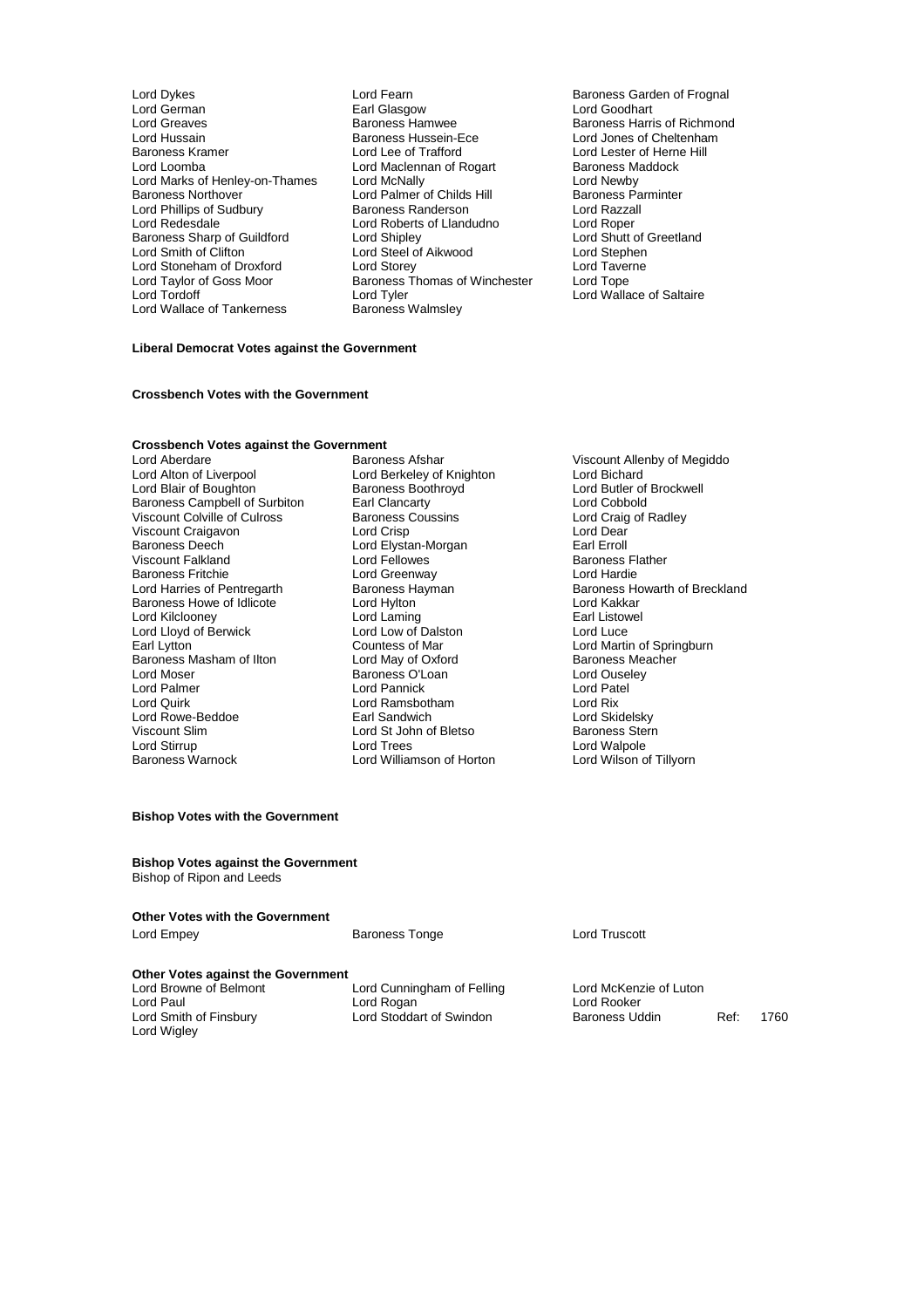Lord Dykes
Lord German
Lord Greaves
Lord Hussain
Baroness Kramer
Lord Loomba
Lord Marks of Henley-on-Thames
Baroness Northover
Lord Phillips of Sudbury
Lord Redesdale
Baroness Sharp of Guildford
Lord Smith of Clifton
Lord Stoneham of Droxford
Lord Taylor of Goss Moor
Lord Tordoff
Lord Wallace of Tankerness
Lord Fearn
Earl Glasgow
Baroness Hamwee
Baroness Hussein-Ece
Lord Lee of Trafford
Lord Maclennan of Rogart
Lord McNally
Lord Palmer of Childs Hill
Baroness Randerson
Lord Roberts of Llandudno
Lord Shipley
Lord Steel of Aikwood
Lord Storey
Baroness Thomas of Winchester
Lord Tyler
Baroness Walmsley
Baroness Garden of Frognal
Lord Goodhart
Baroness Harris of Richmond
Lord Jones of Cheltenham
Lord Lester of Herne Hill
Baroness Maddock
Lord Newby
Baroness Parminter
Lord Razzall
Lord Roper
Lord Shutt of Greetland
Lord Stephen
Lord Taverne
Lord Tope
Lord Wallace of Saltaire

**Liberal Democrat Votes against the Government**

**Crossbench Votes with the Government**

**Crossbench Votes against the Government**

Lord Aberdare
Lord Alton of Liverpool
Lord Blair of Boughton
Baroness Campbell of Surbiton
Viscount Colville of Culross
Viscount Craigavon
Baroness Deech
Viscount Falkland
Baroness Fritchie
Lord Harries of Pentregarth
Baroness Howe of Idlicote
Lord Kilclooney
Lord Lloyd of Berwick
Earl Lytton
Baroness Masham of Ilton
Lord Moser
Lord Palmer
Lord Quirk
Lord Rowe-Beddoe
Viscount Slim
Lord Stirrup
Baroness Warnock
Baroness Afshar
Lord Berkeley of Knighton
Baroness Boothroyd
Earl Clancarty
Baroness Coussins
Lord Crisp
Lord Elystan-Morgan
Lord Fellowes
Lord Greenway
Baroness Hayman
Lord Hylton
Lord Laming
Lord Low of Dalston
Countess of Mar
Lord May of Oxford
Baroness O'Loan
Lord Pannick
Lord Ramsbotham
Earl Sandwich
Lord St John of Bletso
Lord Trees
Lord Williamson of Horton
Viscount Allenby of Megiddo
Lord Bichard
Lord Butler of Brockwell
Lord Cobbold
Lord Craig of Radley
Lord Dear
Earl Erroll
Baroness Flather
Lord Hardie
Baroness Howarth of Breckland
Lord Kakkar
Earl Listowel
Lord Luce
Lord Martin of Springburn
Baroness Meacher
Lord Ouseley
Lord Patel
Lord Rix
Lord Skidelsky
Baroness Stern
Lord Walpole
Lord Wilson of Tillyorn

**Bishop Votes with the Government**

**Bishop Votes against the Government**

Bishop of Ripon and Leeds

**Other Votes with the Government**

Lord Empey
Baroness Tonge
Lord Truscott

**Other Votes against the Government**

Lord Browne of Belmont
Lord Paul
Lord Smith of Finsbury
Lord Wigley
Lord Cunningham of Felling
Lord Rogan
Lord Stoddart of Swindon
Lord McKenzie of Luton
Lord Rooker
Baroness Uddin

Ref: 1760